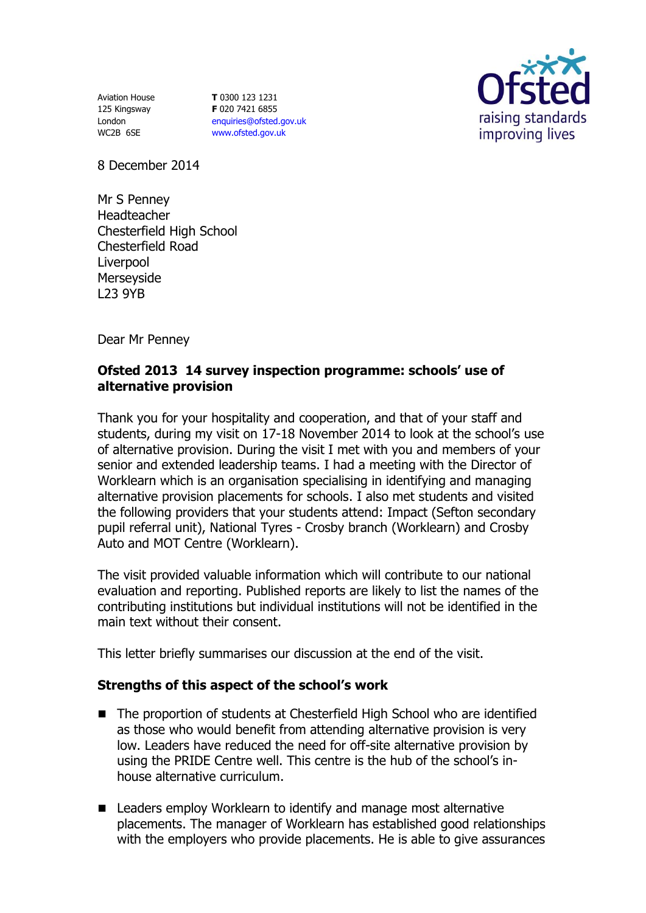Aviation House
125 Kingsway
London
WC2B 6SE

**T** 0300 123 1231
**F** 020 7421 6855
enquiries@ofsted.gov.uk
www.ofsted.gov.uk

Ofsted
raising standards
improving lives

8 December 2014

Mr S Penney
Headteacher
Chesterfield High School
Chesterfield Road
Liverpool
Merseyside
L23 9YB

Dear Mr Penney

**Ofsted 2013 14 survey inspection programme: schools' use of alternative provision**

Thank you for your hospitality and cooperation, and that of your staff and students, during my visit on 17-18 November 2014 to look at the school's use of alternative provision. During the visit I met with you and members of your senior and extended leadership teams. I had a meeting with the Director of Worklearn which is an organisation specialising in identifying and managing alternative provision placements for schools. I also met students and visited the following providers that your students attend: Impact (Sefton secondary pupil referral unit), National Tyres - Crosby branch (Worklearn) and Crosby Auto and MOT Centre (Worklearn).

The visit provided valuable information which will contribute to our national evaluation and reporting. Published reports are likely to list the names of the contributing institutions but individual institutions will not be identified in the main text without their consent.

This letter briefly summarises our discussion at the end of the visit.

**Strengths of this aspect of the school's work**

- The proportion of students at Chesterfield High School who are identified as those who would benefit from attending alternative provision is very low. Leaders have reduced the need for off-site alternative provision by using the PRIDE Centre well. This centre is the hub of the school's in-house alternative curriculum.

- Leaders employ Worklearn to identify and manage most alternative placements. The manager of Worklearn has established good relationships with the employers who provide placements. He is able to give assurances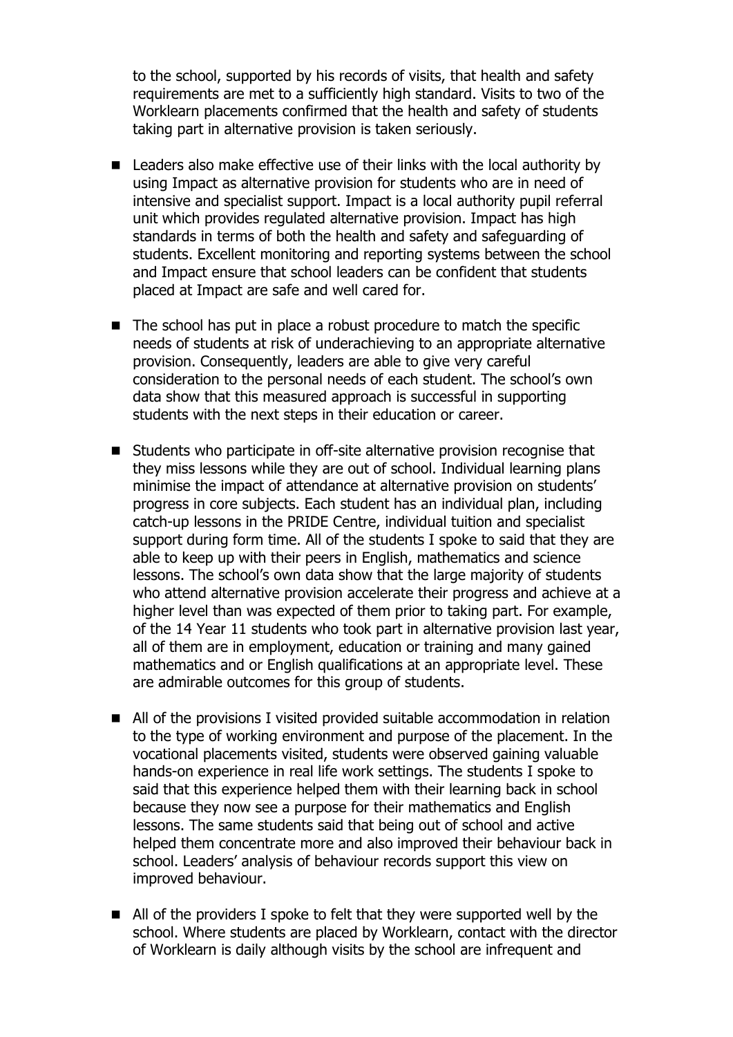to the school, supported by his records of visits, that health and safety requirements are met to a sufficiently high standard. Visits to two of the Worklearn placements confirmed that the health and safety of students taking part in alternative provision is taken seriously.

- Leaders also make effective use of their links with the local authority by using Impact as alternative provision for students who are in need of intensive and specialist support. Impact is a local authority pupil referral unit which provides regulated alternative provision. Impact has high standards in terms of both the health and safety and safeguarding of students. Excellent monitoring and reporting systems between the school and Impact ensure that school leaders can be confident that students placed at Impact are safe and well cared for.

- The school has put in place a robust procedure to match the specific needs of students at risk of underachieving to an appropriate alternative provision. Consequently, leaders are able to give very careful consideration to the personal needs of each student. The school's own data show that this measured approach is successful in supporting students with the next steps in their education or career.

- Students who participate in off-site alternative provision recognise that they miss lessons while they are out of school. Individual learning plans minimise the impact of attendance at alternative provision on students' progress in core subjects. Each student has an individual plan, including catch-up lessons in the PRIDE Centre, individual tuition and specialist support during form time. All of the students I spoke to said that they are able to keep up with their peers in English, mathematics and science lessons. The school's own data show that the large majority of students who attend alternative provision accelerate their progress and achieve at a higher level than was expected of them prior to taking part. For example, of the 14 Year 11 students who took part in alternative provision last year, all of them are in employment, education or training and many gained mathematics and or English qualifications at an appropriate level. These are admirable outcomes for this group of students.

- All of the provisions I visited provided suitable accommodation in relation to the type of working environment and purpose of the placement. In the vocational placements visited, students were observed gaining valuable hands-on experience in real life work settings. The students I spoke to said that this experience helped them with their learning back in school because they now see a purpose for their mathematics and English lessons. The same students said that being out of school and active helped them concentrate more and also improved their behaviour back in school. Leaders' analysis of behaviour records support this view on improved behaviour.

- All of the providers I spoke to felt that they were supported well by the school. Where students are placed by Worklearn, contact with the director of Worklearn is daily although visits by the school are infrequent and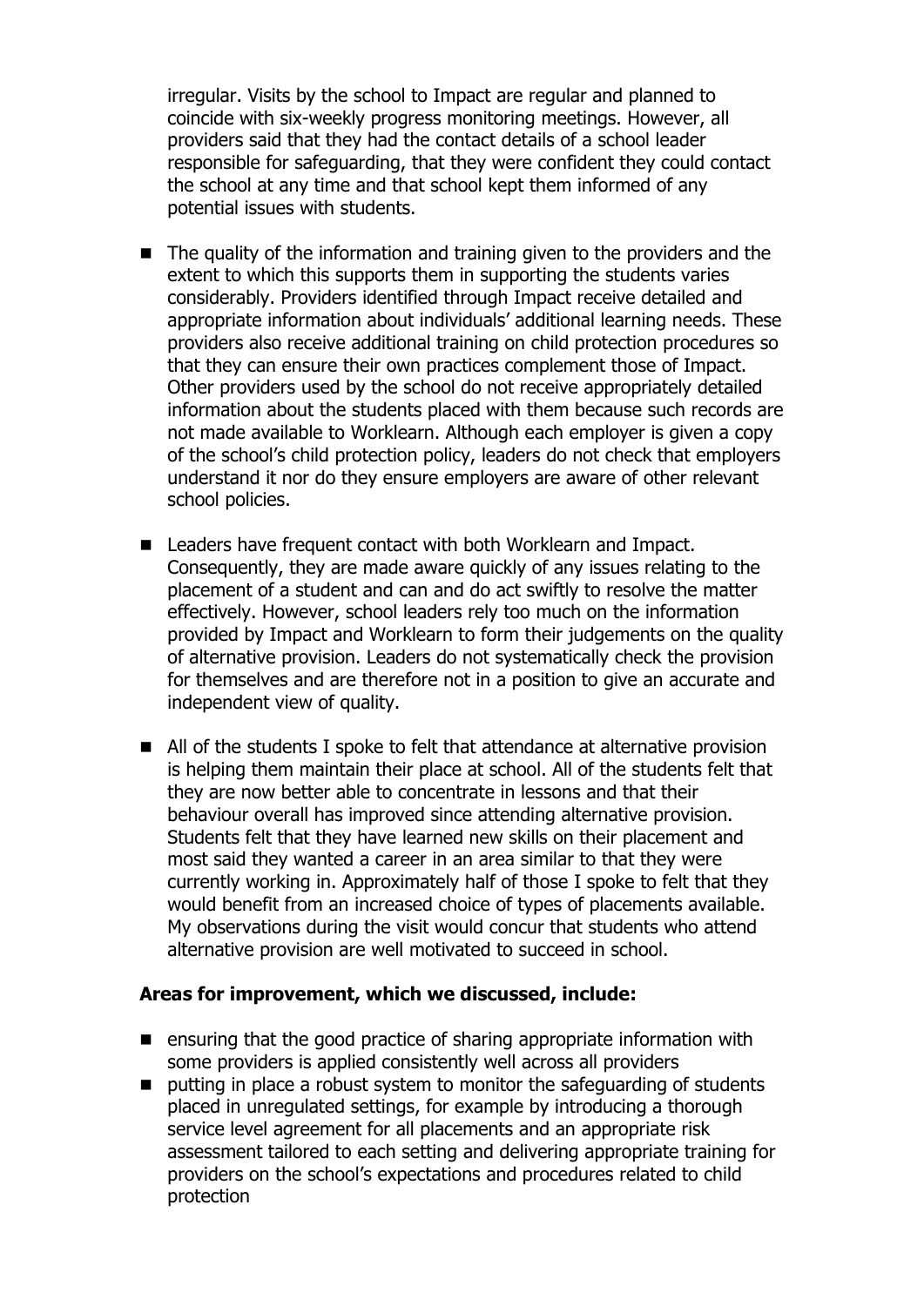irregular. Visits by the school to Impact are regular and planned to coincide with six-weekly progress monitoring meetings. However, all providers said that they had the contact details of a school leader responsible for safeguarding, that they were confident they could contact the school at any time and that school kept them informed of any potential issues with students.

- The quality of the information and training given to the providers and the extent to which this supports them in supporting the students varies considerably. Providers identified through Impact receive detailed and appropriate information about individuals' additional learning needs. These providers also receive additional training on child protection procedures so that they can ensure their own practices complement those of Impact. Other providers used by the school do not receive appropriately detailed information about the students placed with them because such records are not made available to Worklearn. Although each employer is given a copy of the school's child protection policy, leaders do not check that employers understand it nor do they ensure employers are aware of other relevant school policies.
- Leaders have frequent contact with both Worklearn and Impact. Consequently, they are made aware quickly of any issues relating to the placement of a student and can and do act swiftly to resolve the matter effectively. However, school leaders rely too much on the information provided by Impact and Worklearn to form their judgements on the quality of alternative provision. Leaders do not systematically check the provision for themselves and are therefore not in a position to give an accurate and independent view of quality.
- All of the students I spoke to felt that attendance at alternative provision is helping them maintain their place at school. All of the students felt that they are now better able to concentrate in lessons and that their behaviour overall has improved since attending alternative provision. Students felt that they have learned new skills on their placement and most said they wanted a career in an area similar to that they were currently working in. Approximately half of those I spoke to felt that they would benefit from an increased choice of types of placements available. My observations during the visit would concur that students who attend alternative provision are well motivated to succeed in school.

**Areas for improvement, which we discussed, include:**

- ensuring that the good practice of sharing appropriate information with some providers is applied consistently well across all providers
- putting in place a robust system to monitor the safeguarding of students placed in unregulated settings, for example by introducing a thorough service level agreement for all placements and an appropriate risk assessment tailored to each setting and delivering appropriate training for providers on the school's expectations and procedures related to child protection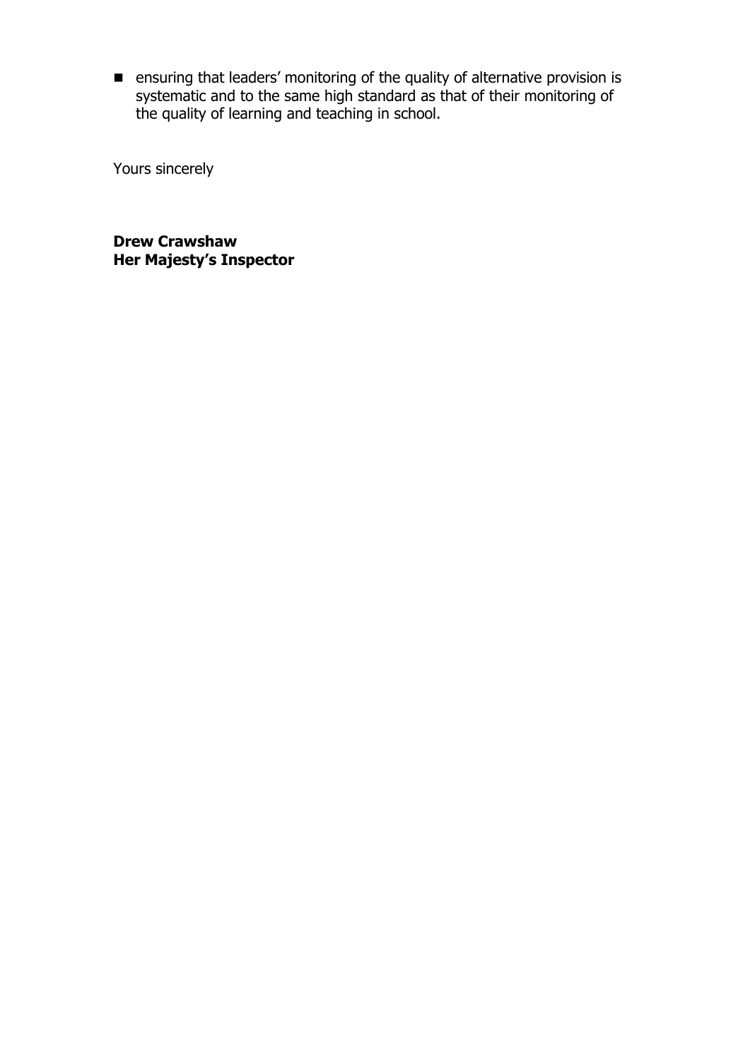- ensuring that leaders' monitoring of the quality of alternative provision is systematic and to the same high standard as that of their monitoring of the quality of learning and teaching in school.

Yours sincerely

**Drew Crawshaw**
**Her Majesty's Inspector**